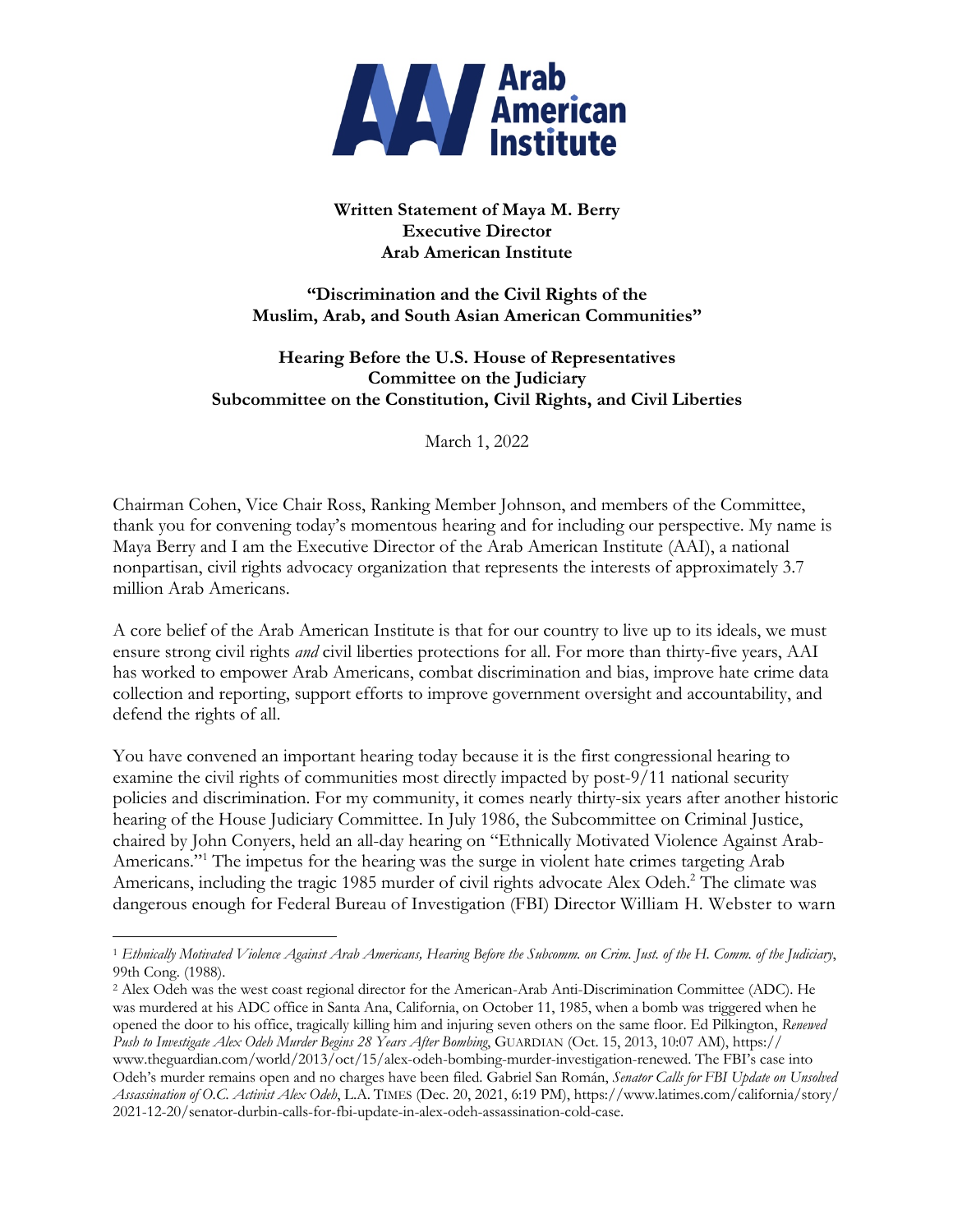**Written Statement of Maya M. Berry**
**Executive Director**
**Arab American Institute**

**"Discrimination and the Civil Rights of the Muslim, Arab, and South Asian American Communities"**

**Hearing Before the U.S. House of Representatives**
**Committee on the Judiciary**
**Subcommittee on the Constitution, Civil Rights, and Civil Liberties**

March 1, 2022

Chairman Cohen, Vice Chair Ross, Ranking Member Johnson, and members of the Committee, thank you for convening today's momentous hearing and for including our perspective. My name is Maya Berry and I am the Executive Director of the Arab American Institute (AAI), a national nonpartisan, civil rights advocacy organization that represents the interests of approximately 3.7 million Arab Americans.

A core belief of the Arab American Institute is that for our country to live up to its ideals, we must ensure strong civil rights *and* civil liberties protections for all. For more than thirty-five years, AAI has worked to empower Arab Americans, combat discrimination and bias, improve hate crime data collection and reporting, support efforts to improve government oversight and accountability, and defend the rights of all.

You have convened an important hearing today because it is the first congressional hearing to examine the civil rights of communities most directly impacted by post-9/11 national security policies and discrimination. For my community, it comes nearly thirty-six years after another historic hearing of the House Judiciary Committee. In July 1986, the Subcommittee on Criminal Justice, chaired by John Conyers, held an all-day hearing on "Ethnically Motivated Violence Against Arab-Americans."[1] The impetus for the hearing was the surge in violent hate crimes targeting Arab Americans, including the tragic 1985 murder of civil rights advocate Alex Odeh.[2] The climate was dangerous enough for Federal Bureau of Investigation (FBI) Director William H. Webster to warn

---

[1] *Ethnically Motivated Violence Against Arab Americans, Hearing Before the Subcomm. on Crim. Just. of the H. Comm. of the Judiciary*, 99th Cong. (1988).

[2] Alex Odeh was the west coast regional director for the American-Arab Anti-Discrimination Committee (ADC). He was murdered at his ADC office in Santa Ana, California, on October 11, 1985, when a bomb was triggered when he opened the door to his office, tragically killing him and injuring seven others on the same floor. Ed Pilkington, *Renewed Push to Investigate Alex Odeh Murder Begins 28 Years After Bombing*, GUARDIAN (Oct. 15, 2013, 10:07 AM), https://www.theguardian.com/world/2013/oct/15/alex-odeh-bombing-murder-investigation-renewed. The FBI's case into Odeh's murder remains open and no charges have been filed. Gabriel San Román, *Senator Calls for FBI Update on Unsolved Assassination of O.C. Activist Alex Odeh*, L.A. TIMES (Dec. 20, 2021, 6:19 PM), https://www.latimes.com/california/story/2021-12-20/senator-durbin-calls-for-fbi-update-in-alex-odeh-assassination-cold-case.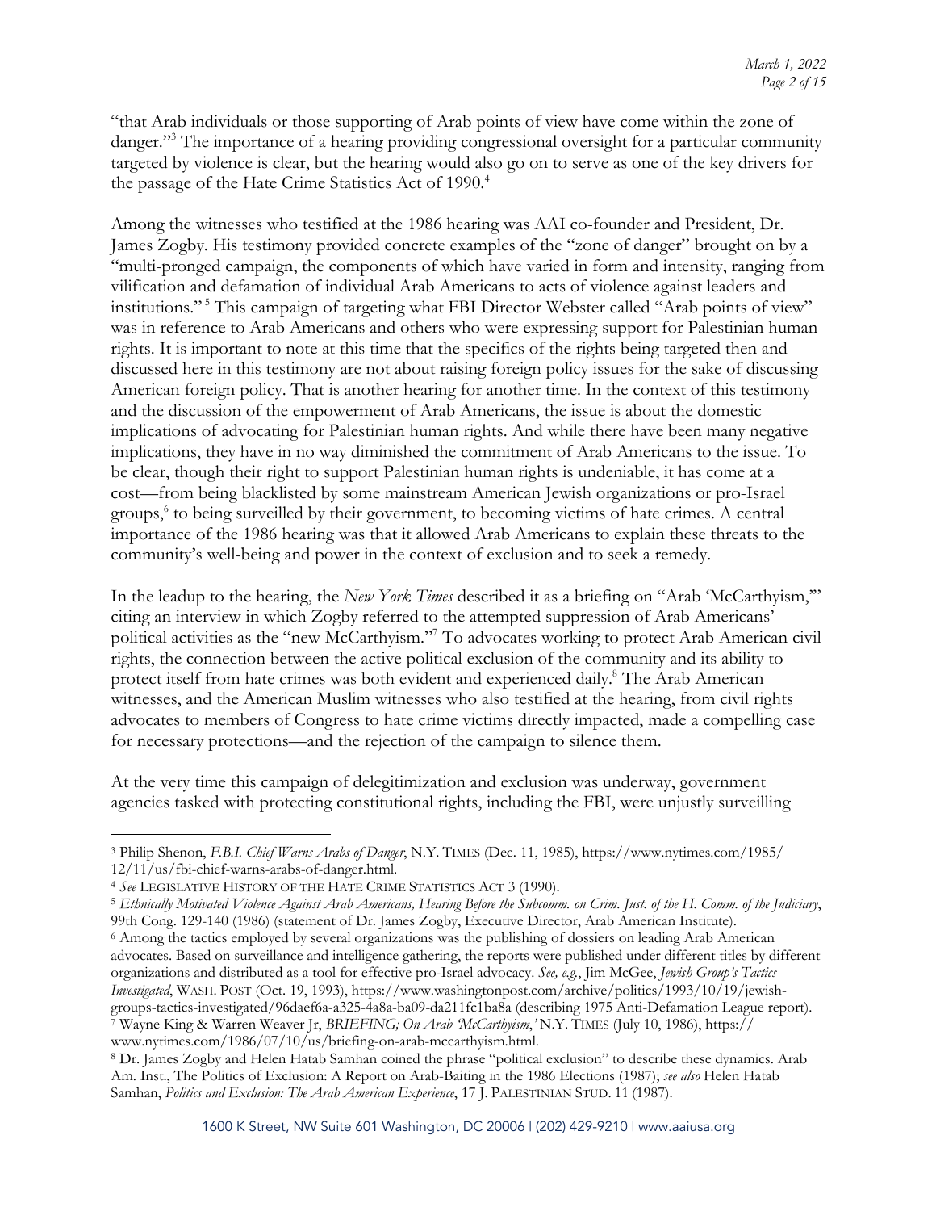"that Arab individuals or those supporting of Arab points of view have come within the zone of danger."[3] The importance of a hearing providing congressional oversight for a particular community targeted by violence is clear, but the hearing would also go on to serve as one of the key drivers for the passage of the Hate Crime Statistics Act of 1990.[4]

Among the witnesses who testified at the 1986 hearing was AAI co-founder and President, Dr. James Zogby. His testimony provided concrete examples of the "zone of danger" brought on by a "multi-pronged campaign, the components of which have varied in form and intensity, ranging from vilification and defamation of individual Arab Americans to acts of violence against leaders and institutions."[5] This campaign of targeting what FBI Director Webster called "Arab points of view" was in reference to Arab Americans and others who were expressing support for Palestinian human rights. It is important to note at this time that the specifics of the rights being targeted then and discussed here in this testimony are not about raising foreign policy issues for the sake of discussing American foreign policy. That is another hearing for another time. In the context of this testimony and the discussion of the empowerment of Arab Americans, the issue is about the domestic implications of advocating for Palestinian human rights. And while there have been many negative implications, they have in no way diminished the commitment of Arab Americans to the issue. To be clear, though their right to support Palestinian human rights is undeniable, it has come at a cost—from being blacklisted by some mainstream American Jewish organizations or pro-Israel groups,[6] to being surveilled by their government, to becoming victims of hate crimes. A central importance of the 1986 hearing was that it allowed Arab Americans to explain these threats to the community's well-being and power in the context of exclusion and to seek a remedy.

In the leadup to the hearing, the *New York Times* described it as a briefing on "Arab 'McCarthyism,'" citing an interview in which Zogby referred to the attempted suppression of Arab Americans' political activities as the "new McCarthyism."[7] To advocates working to protect Arab American civil rights, the connection between the active political exclusion of the community and its ability to protect itself from hate crimes was both evident and experienced daily.[8] The Arab American witnesses, and the American Muslim witnesses who also testified at the hearing, from civil rights advocates to members of Congress to hate crime victims directly impacted, made a compelling case for necessary protections—and the rejection of the campaign to silence them.

At the very time this campaign of delegitimization and exclusion was underway, government agencies tasked with protecting constitutional rights, including the FBI, were unjustly surveilling

---

[3] Philip Shenon, *F.B.I. Chief Warns Arabs of Danger*, N.Y. TIMES (Dec. 11, 1985), https://www.nytimes.com/1985/12/11/us/fbi-chief-warns-arabs-of-danger.html.

[4] *See* LEGISLATIVE HISTORY OF THE HATE CRIME STATISTICS ACT 3 (1990).

[5] *Ethnically Motivated Violence Against Arab Americans, Hearing Before the Subcomm. on Crim. Just. of the H. Comm. of the Judiciary*, 99th Cong. 129-140 (1986) (statement of Dr. James Zogby, Executive Director, Arab American Institute).

[6] Among the tactics employed by several organizations was the publishing of dossiers on leading Arab American advocates. Based on surveillance and intelligence gathering, the reports were published under different titles by different organizations and distributed as a tool for effective pro-Israel advocacy. *See, e.g.*, Jim McGee, *Jewish Group's Tactics Investigated*, WASH. POST (Oct. 19, 1993), https://www.washingtonpost.com/archive/politics/1993/10/19/jewish-groups-tactics-investigated/96daef6a-a325-4a8a-ba09-da211fc1ba8a (describing 1975 Anti-Defamation League report).

[7] Wayne King & Warren Weaver Jr, *BRIEFING; On Arab 'McCarthyism,'* N.Y. TIMES (July 10, 1986), https://www.nytimes.com/1986/07/10/us/briefing-on-arab-mccarthyism.html.

[8] Dr. James Zogby and Helen Hatab Samhan coined the phrase "political exclusion" to describe these dynamics. Arab Am. Inst., The Politics of Exclusion: A Report on Arab-Baiting in the 1986 Elections (1987); *see also* Helen Hatab Samhan, *Politics and Exclusion: The Arab American Experience*, 17 J. PALESTINIAN STUD. 11 (1987).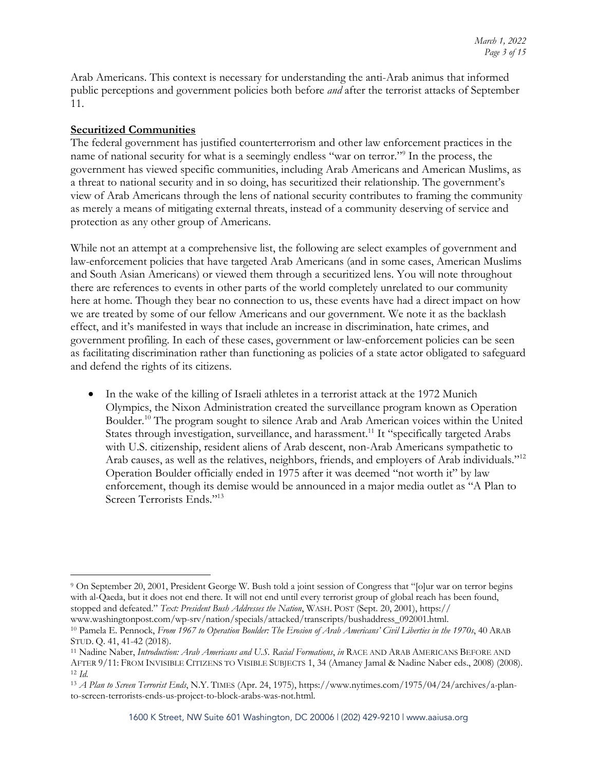Arab Americans. This context is necessary for understanding the anti-Arab animus that informed public perceptions and government policies both before *and* after the terrorist attacks of September 11.

**Securitized Communities**

The federal government has justified counterterrorism and other law enforcement practices in the name of national security for what is a seemingly endless "war on terror."[9] In the process, the government has viewed specific communities, including Arab Americans and American Muslims, as a threat to national security and in so doing, has securitized their relationship. The government's view of Arab Americans through the lens of national security contributes to framing the community as merely a means of mitigating external threats, instead of a community deserving of service and protection as any other group of Americans.

While not an attempt at a comprehensive list, the following are select examples of government and law-enforcement policies that have targeted Arab Americans (and in some cases, American Muslims and South Asian Americans) or viewed them through a securitized lens. You will note throughout there are references to events in other parts of the world completely unrelated to our community here at home. Though they bear no connection to us, these events have had a direct impact on how we are treated by some of our fellow Americans and our government. We note it as the backlash effect, and it's manifested in ways that include an increase in discrimination, hate crimes, and government profiling. In each of these cases, government or law-enforcement policies can be seen as facilitating discrimination rather than functioning as policies of a state actor obligated to safeguard and defend the rights of its citizens.

- In the wake of the killing of Israeli athletes in a terrorist attack at the 1972 Munich Olympics, the Nixon Administration created the surveillance program known as Operation Boulder.[10] The program sought to silence Arab and Arab American voices within the United States through investigation, surveillance, and harassment.[11] It "specifically targeted Arabs with U.S. citizenship, resident aliens of Arab descent, non-Arab Americans sympathetic to Arab causes, as well as the relatives, neighbors, friends, and employers of Arab individuals."[12] Operation Boulder officially ended in 1975 after it was deemed "not worth it" by law enforcement, though its demise would be announced in a major media outlet as "A Plan to Screen Terrorists Ends."[13]

---

[9] On September 20, 2001, President George W. Bush told a joint session of Congress that "[o]ur war on terror begins with al-Qaeda, but it does not end there. It will not end until every terrorist group of global reach has been found, stopped and defeated." *Text: President Bush Addresses the Nation*, WASH. POST (Sept. 20, 2001), https://www.washingtonpost.com/wp-srv/nation/specials/attacked/transcripts/bushaddress_092001.html.

[10] Pamela E. Pennock, *From 1967 to Operation Boulder: The Erosion of Arab Americans' Civil Liberties in the 1970s*, 40 ARAB STUD. Q. 41, 41-42 (2018).

[11] Nadine Naber, *Introduction: Arab Americans and U.S. Racial Formations*, *in* RACE AND ARAB AMERICANS BEFORE AND AFTER 9/11: FROM INVISIBLE CITIZENS TO VISIBLE SUBJECTS 1, 34 (Amaney Jamal & Nadine Naber eds., 2008) (2008).

[12] *Id.*

[13] *A Plan to Screen Terrorist Ends*, N.Y. TIMES (Apr. 24, 1975), https://www.nytimes.com/1975/04/24/archives/a-plan-to-screen-terrorists-ends-us-project-to-block-arabs-was-not.html.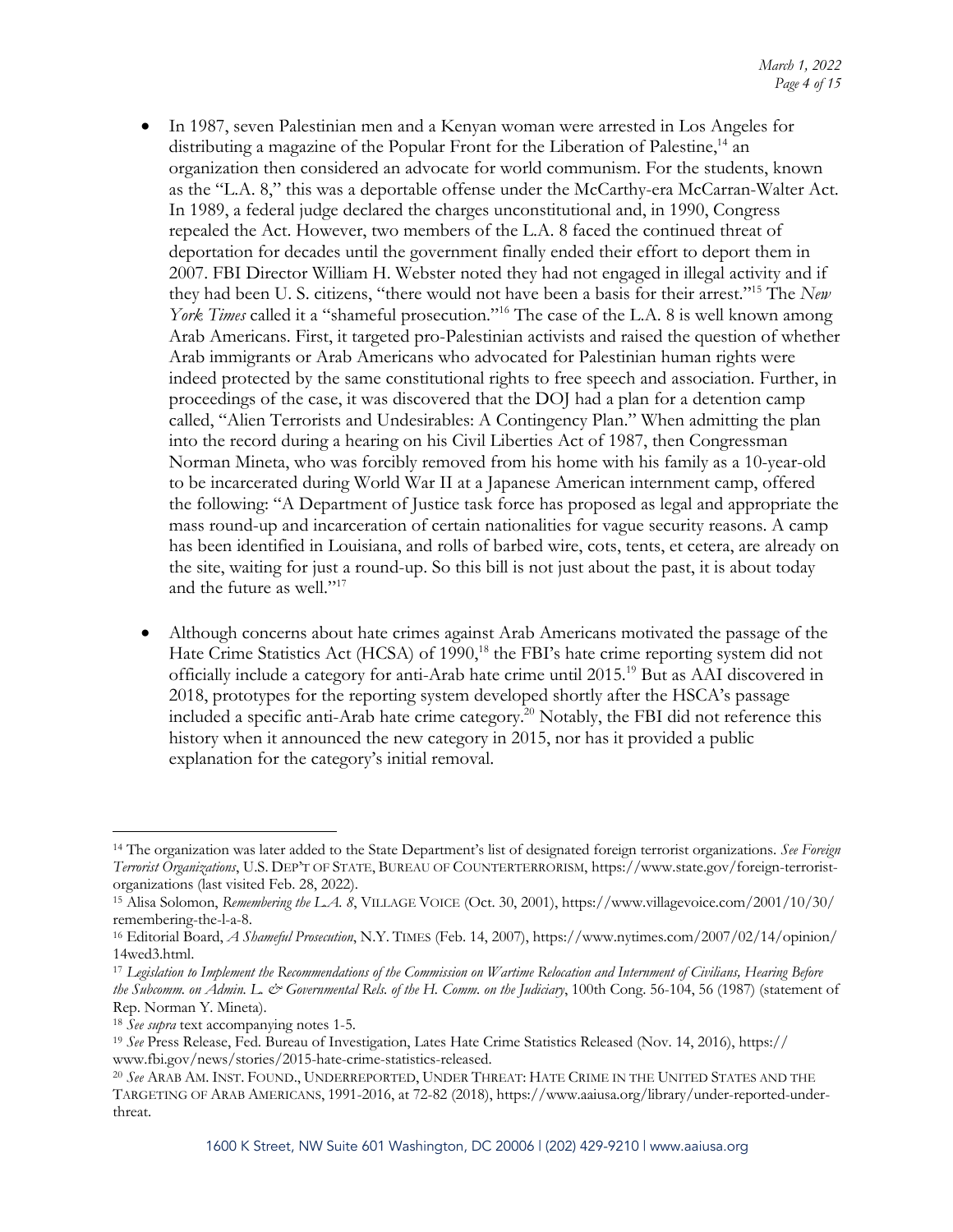- In 1987, seven Palestinian men and a Kenyan woman were arrested in Los Angeles for distributing a magazine of the Popular Front for the Liberation of Palestine,[14] an organization then considered an advocate for world communism. For the students, known as the "L.A. 8," this was a deportable offense under the McCarthy-era McCarran-Walter Act. In 1989, a federal judge declared the charges unconstitutional and, in 1990, Congress repealed the Act. However, two members of the L.A. 8 faced the continued threat of deportation for decades until the government finally ended their effort to deport them in 2007. FBI Director William H. Webster noted they had not engaged in illegal activity and if they had been U. S. citizens, "there would not have been a basis for their arrest."[15] The *New York Times* called it a "shameful prosecution."[16] The case of the L.A. 8 is well known among Arab Americans. First, it targeted pro-Palestinian activists and raised the question of whether Arab immigrants or Arab Americans who advocated for Palestinian human rights were indeed protected by the same constitutional rights to free speech and association. Further, in proceedings of the case, it was discovered that the DOJ had a plan for a detention camp called, "Alien Terrorists and Undesirables: A Contingency Plan." When admitting the plan into the record during a hearing on his Civil Liberties Act of 1987, then Congressman Norman Mineta, who was forcibly removed from his home with his family as a 10-year-old to be incarcerated during World War II at a Japanese American internment camp, offered the following: "A Department of Justice task force has proposed as legal and appropriate the mass round-up and incarceration of certain nationalities for vague security reasons. A camp has been identified in Louisiana, and rolls of barbed wire, cots, tents, et cetera, are already on the site, waiting for just a round-up. So this bill is not just about the past, it is about today and the future as well."[17]

- Although concerns about hate crimes against Arab Americans motivated the passage of the Hate Crime Statistics Act (HCSA) of 1990,[18] the FBI's hate crime reporting system did not officially include a category for anti-Arab hate crime until 2015.[19] But as AAI discovered in 2018, prototypes for the reporting system developed shortly after the HSCA's passage included a specific anti-Arab hate crime category.[20] Notably, the FBI did not reference this history when it announced the new category in 2015, nor has it provided a public explanation for the category's initial removal.

---

[14] The organization was later added to the State Department's list of designated foreign terrorist organizations. *See Foreign Terrorist Organizations*, U.S. DEP'T OF STATE, BUREAU OF COUNTERTERRORISM, https://www.state.gov/foreign-terrorist-organizations (last visited Feb. 28, 2022).

[15] Alisa Solomon, *Remembering the L.A. 8*, VILLAGE VOICE (Oct. 30, 2001), https://www.villagevoice.com/2001/10/30/remembering-the-l-a-8.

[16] Editorial Board, *A Shameful Prosecution*, N.Y. TIMES (Feb. 14, 2007), https://www.nytimes.com/2007/02/14/opinion/14wed3.html.

[17] *Legislation to Implement the Recommendations of the Commission on Wartime Relocation and Internment of Civilians, Hearing Before the Subcomm. on Admin. L. & Governmental Rels. of the H. Comm. on the Judiciary*, 100th Cong. 56-104, 56 (1987) (statement of Rep. Norman Y. Mineta).

[18] *See supra* text accompanying notes 1-5.

[19] *See* Press Release, Fed. Bureau of Investigation, Lates Hate Crime Statistics Released (Nov. 14, 2016), https://www.fbi.gov/news/stories/2015-hate-crime-statistics-released.

[20] *See* ARAB AM. INST. FOUND., UNDERREPORTED, UNDER THREAT: HATE CRIME IN THE UNITED STATES AND THE TARGETING OF ARAB AMERICANS, 1991-2016, at 72-82 (2018), https://www.aaiusa.org/library/under-reported-under-threat.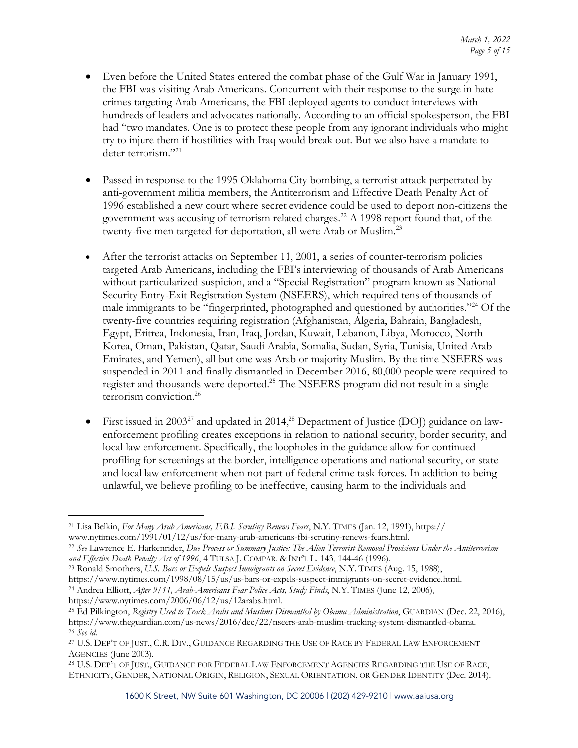- Even before the United States entered the combat phase of the Gulf War in January 1991, the FBI was visiting Arab Americans. Concurrent with their response to the surge in hate crimes targeting Arab Americans, the FBI deployed agents to conduct interviews with hundreds of leaders and advocates nationally. According to an official spokesperson, the FBI had "two mandates. One is to protect these people from any ignorant individuals who might try to injure them if hostilities with Iraq would break out. But we also have a mandate to deter terrorism."[21]

- Passed in response to the 1995 Oklahoma City bombing, a terrorist attack perpetrated by anti-government militia members, the Antiterrorism and Effective Death Penalty Act of 1996 established a new court where secret evidence could be used to deport non-citizens the government was accusing of terrorism related charges.[22] A 1998 report found that, of the twenty-five men targeted for deportation, all were Arab or Muslim.[23]

- After the terrorist attacks on September 11, 2001, a series of counter-terrorism policies targeted Arab Americans, including the FBI's interviewing of thousands of Arab Americans without particularized suspicion, and a "Special Registration" program known as National Security Entry-Exit Registration System (NSEERS), which required tens of thousands of male immigrants to be "fingerprinted, photographed and questioned by authorities."[24] Of the twenty-five countries requiring registration (Afghanistan, Algeria, Bahrain, Bangladesh, Egypt, Eritrea, Indonesia, Iran, Iraq, Jordan, Kuwait, Lebanon, Libya, Morocco, North Korea, Oman, Pakistan, Qatar, Saudi Arabia, Somalia, Sudan, Syria, Tunisia, United Arab Emirates, and Yemen), all but one was Arab or majority Muslim. By the time NSEERS was suspended in 2011 and finally dismantled in December 2016, 80,000 people were required to register and thousands were deported.[25] The NSEERS program did not result in a single terrorism conviction.[26]

- First issued in 2003[27] and updated in 2014,[28] Department of Justice (DOJ) guidance on law-enforcement profiling creates exceptions in relation to national security, border security, and local law enforcement. Specifically, the loopholes in the guidance allow for continued profiling for screenings at the border, intelligence operations and national security, or state and local law enforcement when not part of federal crime task forces. In addition to being unlawful, we believe profiling to be ineffective, causing harm to the individuals and

---

[21] Lisa Belkin, *For Many Arab Americans, F.B.I. Scrutiny Renews Fears*, N.Y. TIMES (Jan. 12, 1991), https://www.nytimes.com/1991/01/12/us/for-many-arab-americans-fbi-scrutiny-renews-fears.html.

[22] *See* Lawrence E. Harkenrider, *Due Process or Summary Justice: The Alien Terrorist Removal Provisions Under the Antiterrorism and Effective Death Penalty Act of 1996*, 4 TULSA J. COMPAR. & INT'L L. 143, 144-46 (1996).

[23] Ronald Smothers, *U.S. Bars or Expels Suspect Immigrants on Secret Evidence*, N.Y. TIMES (Aug. 15, 1988), https://www.nytimes.com/1998/08/15/us/us-bars-or-expels-suspect-immigrants-on-secret-evidence.html.

[24] Andrea Elliott, *After 9/11, Arab-Americans Fear Police Acts, Study Finds*, N.Y. TIMES (June 12, 2006), https://www.nytimes.com/2006/06/12/us/12arabs.html.

[25] Ed Pilkington, *Registry Used to Track Arabs and Muslims Dismantled by Obama Administration*, GUARDIAN (Dec. 22, 2016), https://www.theguardian.com/us-news/2016/dec/22/nseers-arab-muslim-tracking-system-dismantled-obama.

[26] *See id.*

[27] U.S. DEP'T OF JUST., C.R. DIV., GUIDANCE REGARDING THE USE OF RACE BY FEDERAL LAW ENFORCEMENT AGENCIES (June 2003).

[28] U.S. DEP'T OF JUST., GUIDANCE FOR FEDERAL LAW ENFORCEMENT AGENCIES REGARDING THE USE OF RACE, ETHNICITY, GENDER, NATIONAL ORIGIN, RELIGION, SEXUAL ORIENTATION, OR GENDER IDENTITY (Dec. 2014).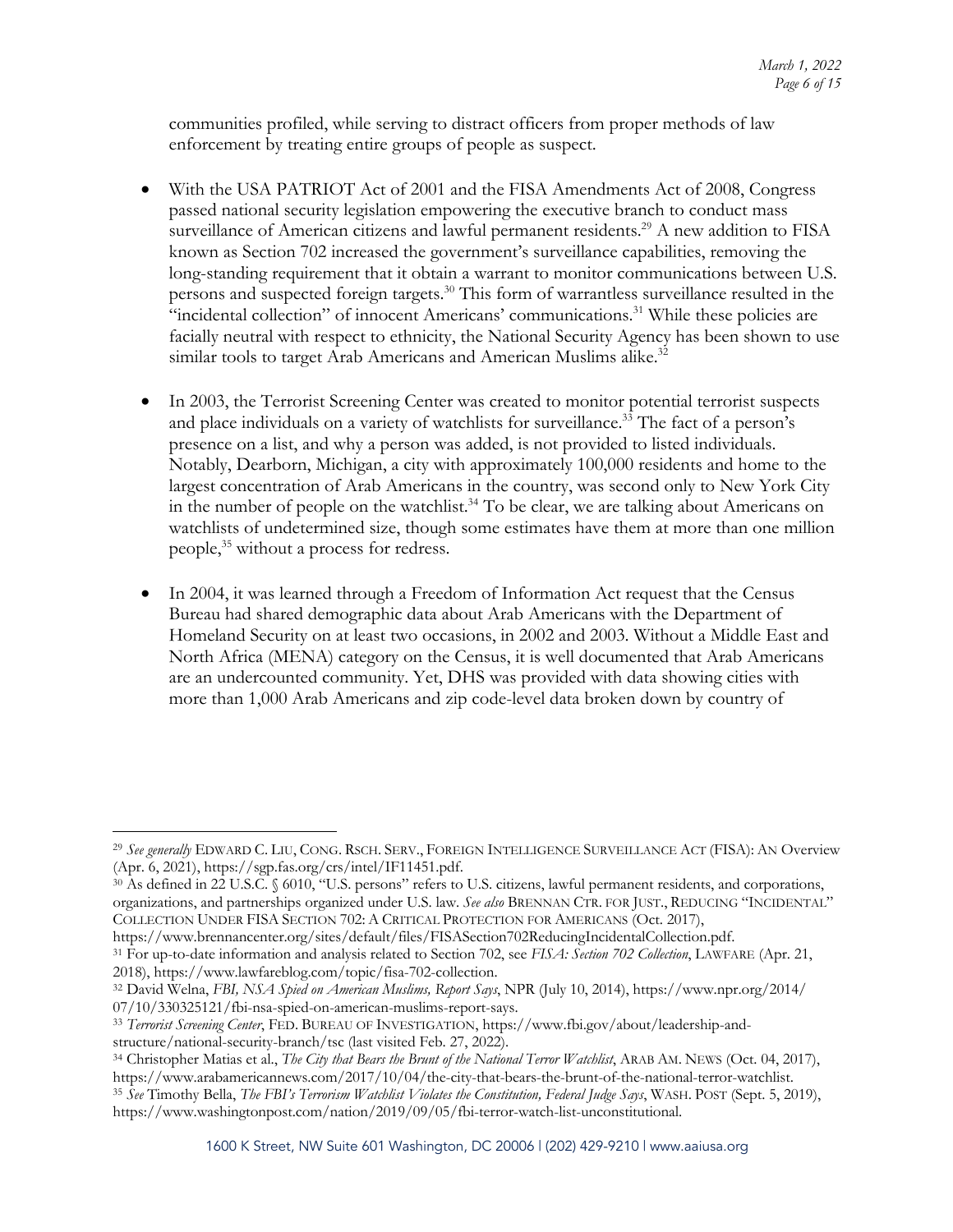communities profiled, while serving to distract officers from proper methods of law enforcement by treating entire groups of people as suspect.

- With the USA PATRIOT Act of 2001 and the FISA Amendments Act of 2008, Congress passed national security legislation empowering the executive branch to conduct mass surveillance of American citizens and lawful permanent residents.[29] A new addition to FISA known as Section 702 increased the government's surveillance capabilities, removing the long-standing requirement that it obtain a warrant to monitor communications between U.S. persons and suspected foreign targets.[30] This form of warrantless surveillance resulted in the "incidental collection" of innocent Americans' communications.[31] While these policies are facially neutral with respect to ethnicity, the National Security Agency has been shown to use similar tools to target Arab Americans and American Muslims alike.[32]

- In 2003, the Terrorist Screening Center was created to monitor potential terrorist suspects and place individuals on a variety of watchlists for surveillance.[33] The fact of a person's presence on a list, and why a person was added, is not provided to listed individuals. Notably, Dearborn, Michigan, a city with approximately 100,000 residents and home to the largest concentration of Arab Americans in the country, was second only to New York City in the number of people on the watchlist.[34] To be clear, we are talking about Americans on watchlists of undetermined size, though some estimates have them at more than one million people,[35] without a process for redress.

- In 2004, it was learned through a Freedom of Information Act request that the Census Bureau had shared demographic data about Arab Americans with the Department of Homeland Security on at least two occasions, in 2002 and 2003. Without a Middle East and North Africa (MENA) category on the Census, it is well documented that Arab Americans are an undercounted community. Yet, DHS was provided with data showing cities with more than 1,000 Arab Americans and zip code-level data broken down by country of

---

[29] *See generally* EDWARD C. LIU, CONG. RSCH. SERV., FOREIGN INTELLIGENCE SURVEILLANCE ACT (FISA): AN Overview (Apr. 6, 2021), https://sgp.fas.org/crs/intel/IF11451.pdf.

[30] As defined in 22 U.S.C. § 6010, "U.S. persons" refers to U.S. citizens, lawful permanent residents, and corporations, organizations, and partnerships organized under U.S. law. *See also* BRENNAN CTR. FOR JUST., REDUCING "INCIDENTAL" COLLECTION UNDER FISA SECTION 702: A CRITICAL PROTECTION FOR AMERICANS (Oct. 2017), https://www.brennancenter.org/sites/default/files/FISASection702ReducingIncidentalCollection.pdf.

[31] For up-to-date information and analysis related to Section 702, see *FISA: Section 702 Collection*, LAWFARE (Apr. 21, 2018), https://www.lawfareblog.com/topic/fisa-702-collection.

[32] David Welna, *FBI, NSA Spied on American Muslims, Report Says*, NPR (July 10, 2014), https://www.npr.org/2014/07/10/330325121/fbi-nsa-spied-on-american-muslims-report-says.

[33] *Terrorist Screening Center*, FED. BUREAU OF INVESTIGATION, https://www.fbi.gov/about/leadership-and-structure/national-security-branch/tsc (last visited Feb. 27, 2022).

[34] Christopher Matias et al., *The City that Bears the Brunt of the National Terror Watchlist*, ARAB AM. NEWS (Oct. 04, 2017), https://www.arabamericannews.com/2017/10/04/the-city-that-bears-the-brunt-of-the-national-terror-watchlist.

[35] *See* Timothy Bella, *The FBI's Terrorism Watchlist Violates the Constitution, Federal Judge Says*, WASH. POST (Sept. 5, 2019), https://www.washingtonpost.com/nation/2019/09/05/fbi-terror-watch-list-unconstitutional.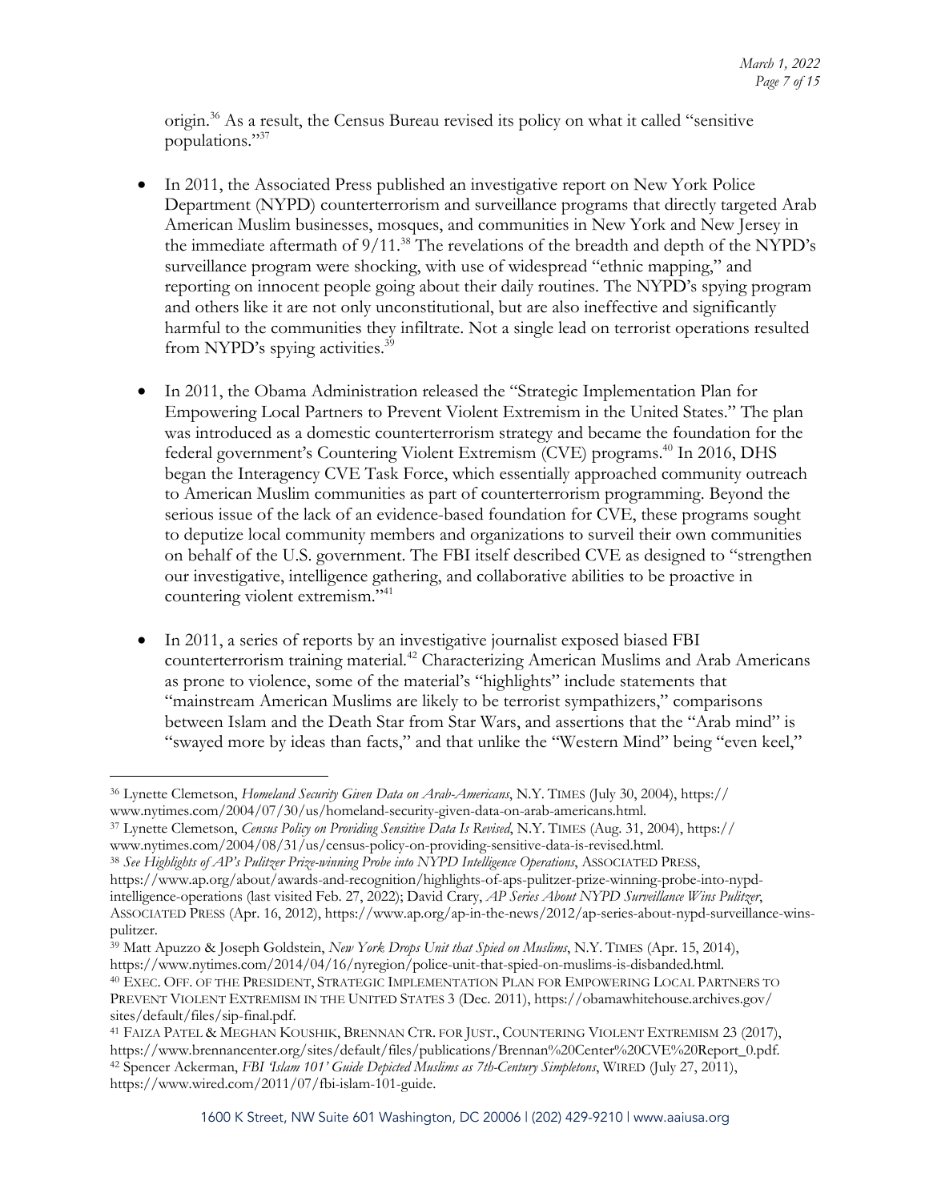origin.[36] As a result, the Census Bureau revised its policy on what it called "sensitive populations."[37]

- In 2011, the Associated Press published an investigative report on New York Police Department (NYPD) counterterrorism and surveillance programs that directly targeted Arab American Muslim businesses, mosques, and communities in New York and New Jersey in the immediate aftermath of 9/11.[38] The revelations of the breadth and depth of the NYPD's surveillance program were shocking, with use of widespread "ethnic mapping," and reporting on innocent people going about their daily routines. The NYPD's spying program and others like it are not only unconstitutional, but are also ineffective and significantly harmful to the communities they infiltrate. Not a single lead on terrorist operations resulted from NYPD's spying activities.[39]

- In 2011, the Obama Administration released the "Strategic Implementation Plan for Empowering Local Partners to Prevent Violent Extremism in the United States." The plan was introduced as a domestic counterterrorism strategy and became the foundation for the federal government's Countering Violent Extremism (CVE) programs.[40] In 2016, DHS began the Interagency CVE Task Force, which essentially approached community outreach to American Muslim communities as part of counterterrorism programming. Beyond the serious issue of the lack of an evidence-based foundation for CVE, these programs sought to deputize local community members and organizations to surveil their own communities on behalf of the U.S. government. The FBI itself described CVE as designed to "strengthen our investigative, intelligence gathering, and collaborative abilities to be proactive in countering violent extremism."[41]

- In 2011, a series of reports by an investigative journalist exposed biased FBI counterterrorism training material.[42] Characterizing American Muslims and Arab Americans as prone to violence, some of the material's "highlights" include statements that "mainstream American Muslims are likely to be terrorist sympathizers," comparisons between Islam and the Death Star from Star Wars, and assertions that the "Arab mind" is "swayed more by ideas than facts," and that unlike the "Western Mind" being "even keel,"

---

[36] Lynette Clemetson, *Homeland Security Given Data on Arab-Americans*, N.Y. TIMES (July 30, 2004), https://www.nytimes.com/2004/07/30/us/homeland-security-given-data-on-arab-americans.html.

[37] Lynette Clemetson, *Census Policy on Providing Sensitive Data Is Revised*, N.Y. TIMES (Aug. 31, 2004), https://www.nytimes.com/2004/08/31/us/census-policy-on-providing-sensitive-data-is-revised.html.

[38] *See Highlights of AP's Pulitzer Prize-winning Probe into NYPD Intelligence Operations*, ASSOCIATED PRESS, https://www.ap.org/about/awards-and-recognition/highlights-of-aps-pulitzer-prize-winning-probe-into-nypd-intelligence-operations (last visited Feb. 27, 2022); David Crary, *AP Series About NYPD Surveillance Wins Pulitzer*, ASSOCIATED PRESS (Apr. 16, 2012), https://www.ap.org/ap-in-the-news/2012/ap-series-about-nypd-surveillance-wins-pulitzer.

[39] Matt Apuzzo & Joseph Goldstein, *New York Drops Unit that Spied on Muslims*, N.Y. TIMES (Apr. 15, 2014), https://www.nytimes.com/2014/04/16/nyregion/police-unit-that-spied-on-muslims-is-disbanded.html.

[40] EXEC. OFF. OF THE PRESIDENT, STRATEGIC IMPLEMENTATION PLAN FOR EMPOWERING LOCAL PARTNERS TO PREVENT VIOLENT EXTREMISM IN THE UNITED STATES 3 (Dec. 2011), https://obamawhitehouse.archives.gov/sites/default/files/sip-final.pdf.

[41] FAIZA PATEL & MEGHAN KOUSHIK, BRENNAN CTR. FOR JUST., COUNTERING VIOLENT EXTREMISM 23 (2017), https://www.brennancenter.org/sites/default/files/publications/Brennan%20Center%20CVE%20Report_0.pdf.

[42] Spencer Ackerman, *FBI 'Islam 101' Guide Depicted Muslims as 7th-Century Simpletons*, WIRED (July 27, 2011), https://www.wired.com/2011/07/fbi-islam-101-guide.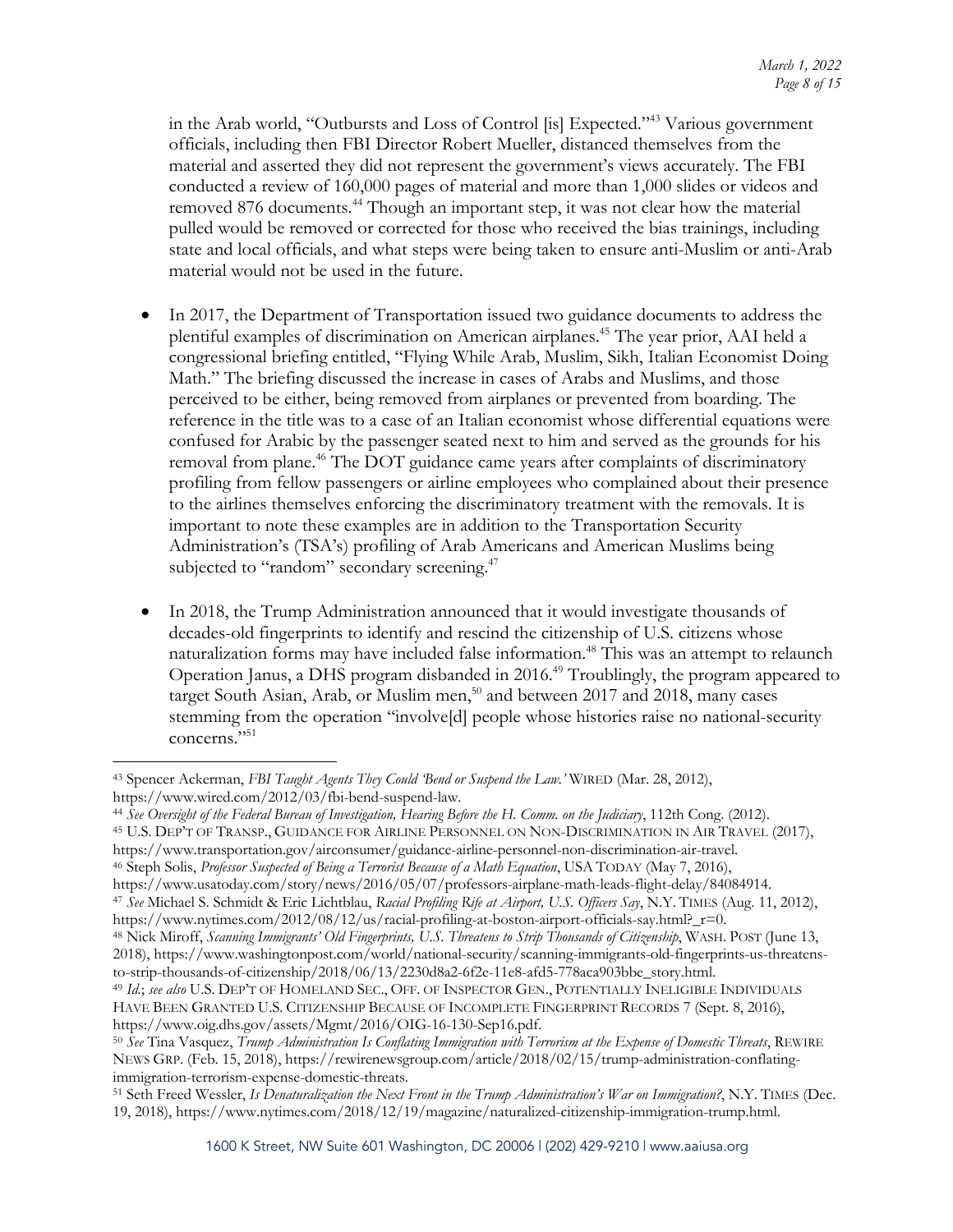in the Arab world, "Outbursts and Loss of Control [is] Expected."[43] Various government officials, including then FBI Director Robert Mueller, distanced themselves from the material and asserted they did not represent the government's views accurately. The FBI conducted a review of 160,000 pages of material and more than 1,000 slides or videos and removed 876 documents.[44] Though an important step, it was not clear how the material pulled would be removed or corrected for those who received the bias trainings, including state and local officials, and what steps were being taken to ensure anti-Muslim or anti-Arab material would not be used in the future.

- In 2017, the Department of Transportation issued two guidance documents to address the plentiful examples of discrimination on American airplanes.[45] The year prior, AAI held a congressional briefing entitled, "Flying While Arab, Muslim, Sikh, Italian Economist Doing Math." The briefing discussed the increase in cases of Arabs and Muslims, and those perceived to be either, being removed from airplanes or prevented from boarding. The reference in the title was to a case of an Italian economist whose differential equations were confused for Arabic by the passenger seated next to him and served as the grounds for his removal from plane.[46] The DOT guidance came years after complaints of discriminatory profiling from fellow passengers or airline employees who complained about their presence to the airlines themselves enforcing the discriminatory treatment with the removals. It is important to note these examples are in addition to the Transportation Security Administration's (TSA's) profiling of Arab Americans and American Muslims being subjected to "random" secondary screening.[47]

- In 2018, the Trump Administration announced that it would investigate thousands of decades-old fingerprints to identify and rescind the citizenship of U.S. citizens whose naturalization forms may have included false information.[48] This was an attempt to relaunch Operation Janus, a DHS program disbanded in 2016.[49] Troublingly, the program appeared to target South Asian, Arab, or Muslim men,[50] and between 2017 and 2018, many cases stemming from the operation "involve[d] people whose histories raise no national-security concerns."[51]

---

[43] Spencer Ackerman, *FBI Taught Agents They Could 'Bend or Suspend the Law.'* WIRED (Mar. 28, 2012), https://www.wired.com/2012/03/fbi-bend-suspend-law.

[44] *See Oversight of the Federal Bureau of Investigation, Hearing Before the H. Comm. on the Judiciary*, 112th Cong. (2012).

[45] U.S. DEP'T OF TRANSP., GUIDANCE FOR AIRLINE PERSONNEL ON NON-DISCRIMINATION IN AIR TRAVEL (2017), https://www.transportation.gov/airconsumer/guidance-airline-personnel-non-discrimination-air-travel.

[46] Steph Solis, *Professor Suspected of Being a Terrorist Because of a Math Equation*, USA TODAY (May 7, 2016), https://www.usatoday.com/story/news/2016/05/07/professors-airplane-math-leads-flight-delay/84084914.

[47] *See* Michael S. Schmidt & Eric Lichtblau, *Racial Profiling Rife at Airport, U.S. Officers Say*, N.Y. TIMES (Aug. 11, 2012), https://www.nytimes.com/2012/08/12/us/racial-profiling-at-boston-airport-officials-say.html?_r=0.

[48] Nick Miroff, *Scanning Immigrants' Old Fingerprints, U.S. Threatens to Strip Thousands of Citizenship*, WASH. POST (June 13, 2018), https://www.washingtonpost.com/world/national-security/scanning-immigrants-old-fingerprints-us-threatens-to-strip-thousands-of-citizenship/2018/06/13/2230d8a2-6f2e-11e8-afd5-778aca903bbe_story.html.

[49] *Id.*; *see also* U.S. DEP'T OF HOMELAND SEC., OFF. OF INSPECTOR GEN., POTENTIALLY INELIGIBLE INDIVIDUALS HAVE BEEN GRANTED U.S. CITIZENSHIP BECAUSE OF INCOMPLETE FINGERPRINT RECORDS 7 (Sept. 8, 2016), https://www.oig.dhs.gov/assets/Mgmt/2016/OIG-16-130-Sep16.pdf.

[50] *See* Tina Vasquez, *Trump Administration Is Conflating Immigration with Terrorism at the Expense of Domestic Threats*, REWIRE NEWS GRP. (Feb. 15, 2018), https://rewirenewsgroup.com/article/2018/02/15/trump-administration-conflating-immigration-terrorism-expense-domestic-threats.

[51] Seth Freed Wessler, *Is Denaturalization the Next Front in the Trump Administration's War on Immigration?*, N.Y. TIMES (Dec. 19, 2018), https://www.nytimes.com/2018/12/19/magazine/naturalized-citizenship-immigration-trump.html.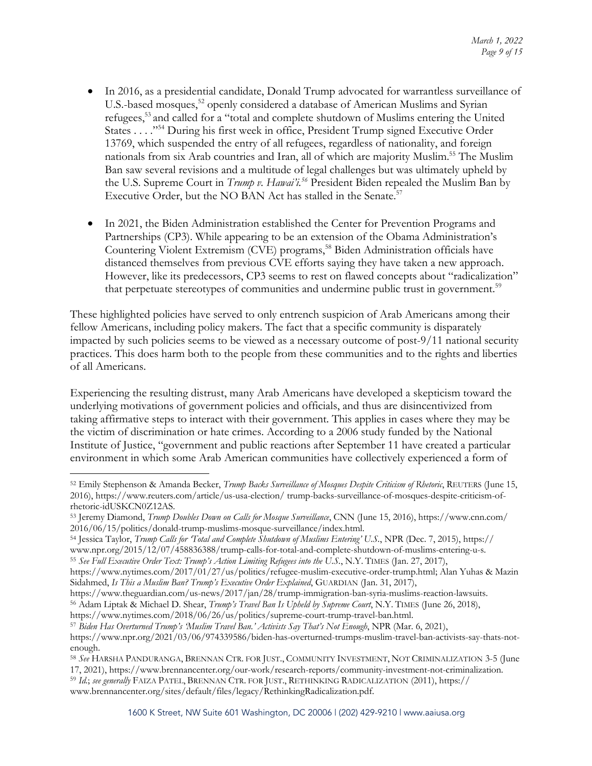- In 2016, as a presidential candidate, Donald Trump advocated for warrantless surveillance of U.S.-based mosques,[52] openly considered a database of American Muslims and Syrian refugees,[53] and called for a "total and complete shutdown of Muslims entering the United States . . . ."[54] During his first week in office, President Trump signed Executive Order 13769, which suspended the entry of all refugees, regardless of nationality, and foreign nationals from six Arab countries and Iran, all of which are majority Muslim.[55] The Muslim Ban saw several revisions and a multitude of legal challenges but was ultimately upheld by the U.S. Supreme Court in *Trump v. Hawai'i*.[56] President Biden repealed the Muslim Ban by Executive Order, but the NO BAN Act has stalled in the Senate.[57]

- In 2021, the Biden Administration established the Center for Prevention Programs and Partnerships (CP3). While appearing to be an extension of the Obama Administration's Countering Violent Extremism (CVE) programs,[58] Biden Administration officials have distanced themselves from previous CVE efforts saying they have taken a new approach. However, like its predecessors, CP3 seems to rest on flawed concepts about "radicalization" that perpetuate stereotypes of communities and undermine public trust in government.[59]

These highlighted policies have served to only entrench suspicion of Arab Americans among their fellow Americans, including policy makers. The fact that a specific community is disparately impacted by such policies seems to be viewed as a necessary outcome of post-9/11 national security practices. This does harm both to the people from these communities and to the rights and liberties of all Americans.

Experiencing the resulting distrust, many Arab Americans have developed a skepticism toward the underlying motivations of government policies and officials, and thus are disincentivized from taking affirmative steps to interact with their government. This applies in cases where they may be the victim of discrimination or hate crimes. According to a 2006 study funded by the National Institute of Justice, "government and public reactions after September 11 have created a particular environment in which some Arab American communities have collectively experienced a form of

---

[52] Emily Stephenson & Amanda Becker, *Trump Backs Surveillance of Mosques Despite Criticism of Rhetoric*, REUTERS (June 15, 2016), https://www.reuters.com/article/us-usa-election/ trump-backs-surveillance-of-mosques-despite-criticism-of-rhetoric-idUSKCN0Z12AS.

[53] Jeremy Diamond, *Trump Doubles Down on Calls for Mosque Surveillance*, CNN (June 15, 2016), https://www.cnn.com/ 2016/06/15/politics/donald-trump-muslims-mosque-surveillance/index.html.

[54] Jessica Taylor, *Trump Calls for 'Total and Complete Shutdown of Muslims Entering' U.S.*, NPR (Dec. 7, 2015), https:// www.npr.org/2015/12/07/458836388/trump-calls-for-total-and-complete-shutdown-of-muslims-entering-u-s.

[55] *See Full Executive Order Text: Trump's Action Limiting Refugees into the U.S.*, N.Y. TIMES (Jan. 27, 2017), https://www.nytimes.com/2017/01/27/us/politics/refugee-muslim-executive-order-trump.html; Alan Yuhas & Mazin Sidahmed, *Is This a Muslim Ban? Trump's Executive Order Explained*, GUARDIAN (Jan. 31, 2017), https://www.theguardian.com/us-news/2017/jan/28/trump-immigration-ban-syria-muslims-reaction-lawsuits.

[56] Adam Liptak & Michael D. Shear, *Trump's Travel Ban Is Upheld by Supreme Court*, N.Y. TIMES (June 26, 2018), https://www.nytimes.com/2018/06/26/us/politics/supreme-court-trump-travel-ban.html.

[57] *Biden Has Overturned Trump's 'Muslim Travel Ban.' Activists Say That's Not Enough*, NPR (Mar. 6, 2021), https://www.npr.org/2021/03/06/974339586/biden-has-overturned-trumps-muslim-travel-ban-activists-say-thats-not-enough.

[58] *See* HARSHA PANDURANGA, BRENNAN CTR. FOR JUST., COMMUNITY INVESTMENT, NOT CRIMINALIZATION 3-5 (June 17, 2021), https://www.brennancenter.org/our-work/research-reports/community-investment-not-criminalization.

[59] *Id.*; *see generally* FAIZA PATEL, BRENNAN CTR. FOR JUST., RETHINKING RADICALIZATION (2011), https:// www.brennancenter.org/sites/default/files/legacy/RethinkingRadicalization.pdf.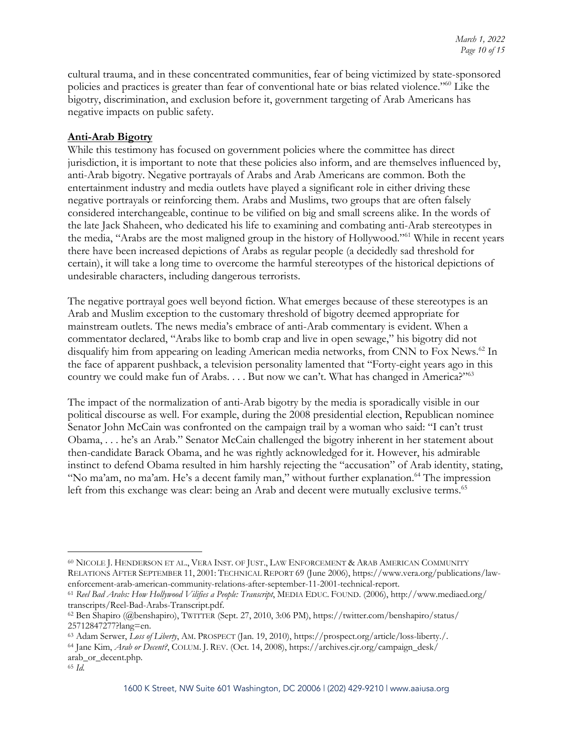cultural trauma, and in these concentrated communities, fear of being victimized by state-sponsored policies and practices is greater than fear of conventional hate or bias related violence."[60] Like the bigotry, discrimination, and exclusion before it, government targeting of Arab Americans has negative impacts on public safety.

**Anti-Arab Bigotry**

While this testimony has focused on government policies where the committee has direct jurisdiction, it is important to note that these policies also inform, and are themselves influenced by, anti-Arab bigotry. Negative portrayals of Arabs and Arab Americans are common. Both the entertainment industry and media outlets have played a significant role in either driving these negative portrayals or reinforcing them. Arabs and Muslims, two groups that are often falsely considered interchangeable, continue to be vilified on big and small screens alike. In the words of the late Jack Shaheen, who dedicated his life to examining and combating anti-Arab stereotypes in the media, "Arabs are the most maligned group in the history of Hollywood."[61] While in recent years there have been increased depictions of Arabs as regular people (a decidedly sad threshold for certain), it will take a long time to overcome the harmful stereotypes of the historical depictions of undesirable characters, including dangerous terrorists.

The negative portrayal goes well beyond fiction. What emerges because of these stereotypes is an Arab and Muslim exception to the customary threshold of bigotry deemed appropriate for mainstream outlets. The news media's embrace of anti-Arab commentary is evident. When a commentator declared, "Arabs like to bomb crap and live in open sewage," his bigotry did not disqualify him from appearing on leading American media networks, from CNN to Fox News.[62] In the face of apparent pushback, a television personality lamented that "Forty-eight years ago in this country we could make fun of Arabs. . . . But now we can't. What has changed in America?"[63]

The impact of the normalization of anti-Arab bigotry by the media is sporadically visible in our political discourse as well. For example, during the 2008 presidential election, Republican nominee Senator John McCain was confronted on the campaign trail by a woman who said: "I can't trust Obama, . . . he's an Arab." Senator McCain challenged the bigotry inherent in her statement about then-candidate Barack Obama, and he was rightly acknowledged for it. However, his admirable instinct to defend Obama resulted in him harshly rejecting the "accusation" of Arab identity, stating, "No ma'am, no ma'am. He's a decent family man," without further explanation.[64] The impression left from this exchange was clear: being an Arab and decent were mutually exclusive terms.[65]

---

[60] Nicole J. Henderson et al., Vera Inst. of Just., Law Enforcement & Arab American Community Relations After September 11, 2001: Technical Report 69 (June 2006), https://www.vera.org/publications/law-enforcement-arab-american-community-relations-after-september-11-2001-technical-report.

[61] *Reel Bad Arabs: How Hollywood Vilifies a People: Transcript*, Media Educ. Found. (2006), http://www.mediaed.org/transcripts/Reel-Bad-Arabs-Transcript.pdf.

[62] Ben Shapiro (@benshapiro), Twitter (Sept. 27, 2010, 3:06 PM), https://twitter.com/benshapiro/status/25712847277?lang=en.

[63] Adam Serwer, *Loss of Liberty*, Am. Prospect (Jan. 19, 2010), https://prospect.org/article/loss-liberty./.

[64] Jane Kim, *Arab or Decent?*, Colum. J. Rev. (Oct. 14, 2008), https://archives.cjr.org/campaign_desk/arab_or_decent.php.

[65] *Id.*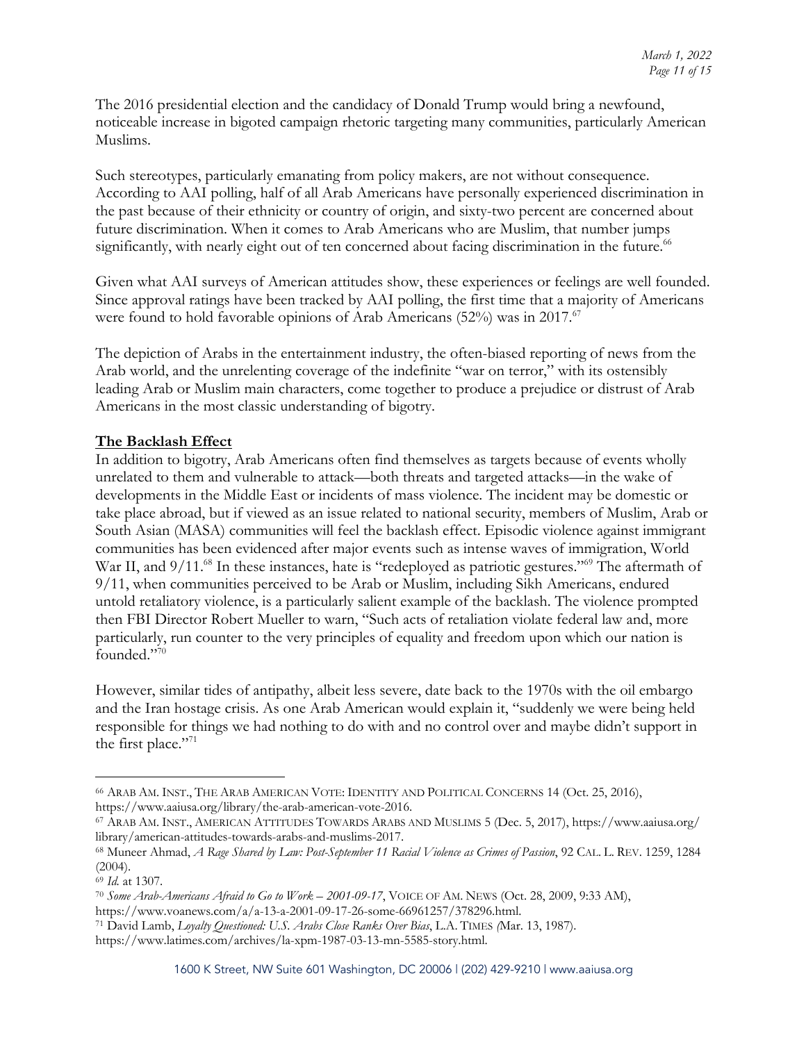The 2016 presidential election and the candidacy of Donald Trump would bring a newfound, noticeable increase in bigoted campaign rhetoric targeting many communities, particularly American Muslims.

Such stereotypes, particularly emanating from policy makers, are not without consequence. According to AAI polling, half of all Arab Americans have personally experienced discrimination in the past because of their ethnicity or country of origin, and sixty-two percent are concerned about future discrimination. When it comes to Arab Americans who are Muslim, that number jumps significantly, with nearly eight out of ten concerned about facing discrimination in the future.[66]

Given what AAI surveys of American attitudes show, these experiences or feelings are well founded. Since approval ratings have been tracked by AAI polling, the first time that a majority of Americans were found to hold favorable opinions of Arab Americans (52%) was in 2017.[67]

The depiction of Arabs in the entertainment industry, the often-biased reporting of news from the Arab world, and the unrelenting coverage of the indefinite "war on terror," with its ostensibly leading Arab or Muslim main characters, come together to produce a prejudice or distrust of Arab Americans in the most classic understanding of bigotry.

## The Backlash Effect

In addition to bigotry, Arab Americans often find themselves as targets because of events wholly unrelated to them and vulnerable to attack—both threats and targeted attacks—in the wake of developments in the Middle East or incidents of mass violence. The incident may be domestic or take place abroad, but if viewed as an issue related to national security, members of Muslim, Arab or South Asian (MASA) communities will feel the backlash effect. Episodic violence against immigrant communities has been evidenced after major events such as intense waves of immigration, World War II, and 9/11.[68] In these instances, hate is "redeployed as patriotic gestures."[69] The aftermath of 9/11, when communities perceived to be Arab or Muslim, including Sikh Americans, endured untold retaliatory violence, is a particularly salient example of the backlash. The violence prompted then FBI Director Robert Mueller to warn, "Such acts of retaliation violate federal law and, more particularly, run counter to the very principles of equality and freedom upon which our nation is founded."[70]

However, similar tides of antipathy, albeit less severe, date back to the 1970s with the oil embargo and the Iran hostage crisis. As one Arab American would explain it, "suddenly we were being held responsible for things we had nothing to do with and no control over and maybe didn't support in the first place."[71]

---

[66] Arab Am. Inst., The Arab American Vote: Identity and Political Concerns 14 (Oct. 25, 2016), https://www.aaiusa.org/library/the-arab-american-vote-2016.

[67] Arab Am. Inst., American Attitudes Towards Arabs and Muslims 5 (Dec. 5, 2017), https://www.aaiusa.org/library/american-attitudes-towards-arabs-and-muslims-2017.

[68] Muneer Ahmad, *A Rage Shared by Law: Post-September 11 Racial Violence as Crimes of Passion*, 92 Cal. L. Rev. 1259, 1284 (2004).

[69] *Id.* at 1307.

[70] *Some Arab-Americans Afraid to Go to Work – 2001-09-17*, Voice of Am. News (Oct. 28, 2009, 9:33 AM), https://www.voanews.com/a/a-13-a-2001-09-17-26-some-66961257/378296.html.

[71] David Lamb, *Loyalty Questioned: U.S. Arabs Close Ranks Over Bias*, L.A. Times (Mar. 13, 1987). https://www.latimes.com/archives/la-xpm-1987-03-13-mn-5585-story.html.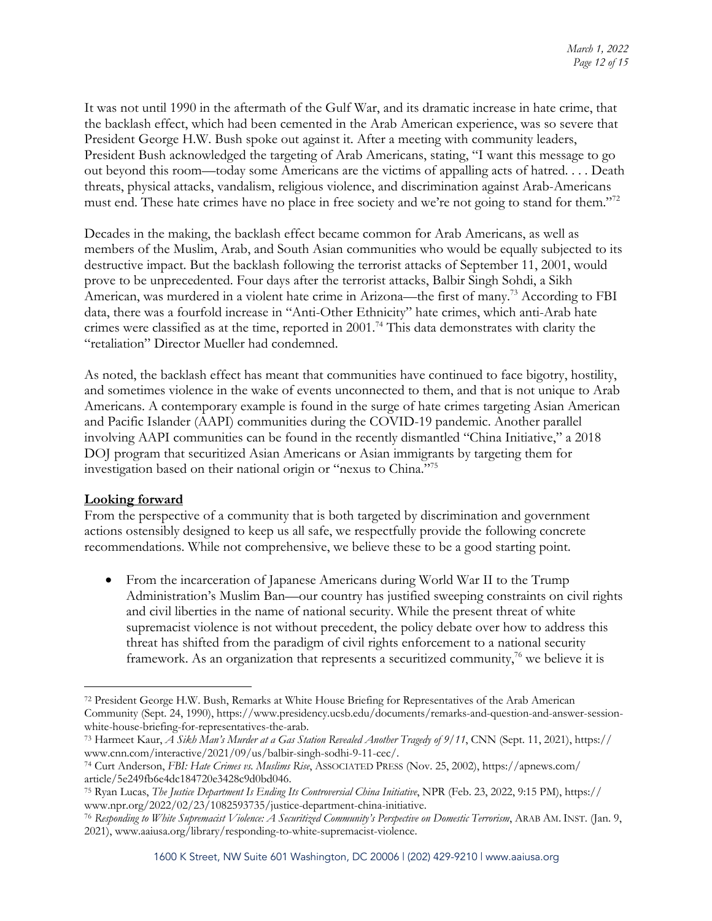It was not until 1990 in the aftermath of the Gulf War, and its dramatic increase in hate crime, that the backlash effect, which had been cemented in the Arab American experience, was so severe that President George H.W. Bush spoke out against it. After a meeting with community leaders, President Bush acknowledged the targeting of Arab Americans, stating, "I want this message to go out beyond this room—today some Americans are the victims of appalling acts of hatred. . . . Death threats, physical attacks, vandalism, religious violence, and discrimination against Arab-Americans must end. These hate crimes have no place in free society and we're not going to stand for them."[72]

Decades in the making, the backlash effect became common for Arab Americans, as well as members of the Muslim, Arab, and South Asian communities who would be equally subjected to its destructive impact. But the backlash following the terrorist attacks of September 11, 2001, would prove to be unprecedented. Four days after the terrorist attacks, Balbir Singh Sohdi, a Sikh American, was murdered in a violent hate crime in Arizona—the first of many.[73] According to FBI data, there was a fourfold increase in "Anti-Other Ethnicity" hate crimes, which anti-Arab hate crimes were classified as at the time, reported in 2001.[74] This data demonstrates with clarity the "retaliation" Director Mueller had condemned.

As noted, the backlash effect has meant that communities have continued to face bigotry, hostility, and sometimes violence in the wake of events unconnected to them, and that is not unique to Arab Americans. A contemporary example is found in the surge of hate crimes targeting Asian American and Pacific Islander (AAPI) communities during the COVID-19 pandemic. Another parallel involving AAPI communities can be found in the recently dismantled "China Initiative," a 2018 DOJ program that securitized Asian Americans or Asian immigrants by targeting them for investigation based on their national origin or "nexus to China."[75]

**Looking forward**

From the perspective of a community that is both targeted by discrimination and government actions ostensibly designed to keep us all safe, we respectfully provide the following concrete recommendations. While not comprehensive, we believe these to be a good starting point.

- From the incarceration of Japanese Americans during World War II to the Trump Administration's Muslim Ban—our country has justified sweeping constraints on civil rights and civil liberties in the name of national security. While the present threat of white supremacist violence is not without precedent, the policy debate over how to address this threat has shifted from the paradigm of civil rights enforcement to a national security framework. As an organization that represents a securitized community,[76] we believe it is

---

[72] President George H.W. Bush, Remarks at White House Briefing for Representatives of the Arab American Community (Sept. 24, 1990), https://www.presidency.ucsb.edu/documents/remarks-and-question-and-answer-session-white-house-briefing-for-representatives-the-arab.

[73] Harmeet Kaur, *A Sikh Man's Murder at a Gas Station Revealed Another Tragedy of 9/11*, CNN (Sept. 11, 2021), https://www.cnn.com/interactive/2021/09/us/balbir-singh-sodhi-9-11-cec/.

[74] Curt Anderson, *FBI: Hate Crimes vs. Muslims Rise*, ASSOCIATED PRESS (Nov. 25, 2002), https://apnews.com/article/5e249fb6e4dc184720e3428c9d0bd046.

[75] Ryan Lucas, *The Justice Department Is Ending Its Controversial China Initiative*, NPR (Feb. 23, 2022, 9:15 PM), https://www.npr.org/2022/02/23/1082593735/justice-department-china-initiative.

[76] *Responding to White Supremacist Violence: A Securitized Community's Perspective on Domestic Terrorism*, ARAB AM. INST. (Jan. 9, 2021), www.aaiusa.org/library/responding-to-white-supremacist-violence.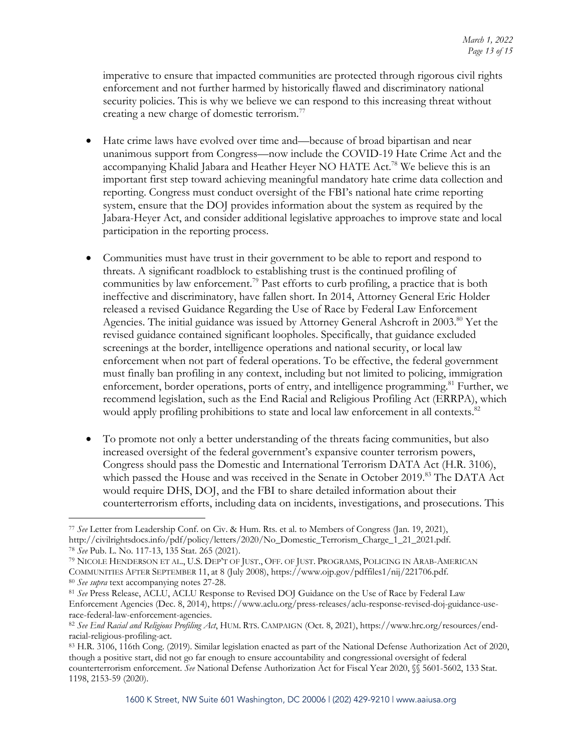imperative to ensure that impacted communities are protected through rigorous civil rights enforcement and not further harmed by historically flawed and discriminatory national security policies. This is why we believe we can respond to this increasing threat without creating a new charge of domestic terrorism.[77]

- Hate crime laws have evolved over time and—because of broad bipartisan and near unanimous support from Congress—now include the COVID-19 Hate Crime Act and the accompanying Khalid Jabara and Heather Heyer NO HATE Act.[78] We believe this is an important first step toward achieving meaningful mandatory hate crime data collection and reporting. Congress must conduct oversight of the FBI's national hate crime reporting system, ensure that the DOJ provides information about the system as required by the Jabara-Heyer Act, and consider additional legislative approaches to improve state and local participation in the reporting process.

- Communities must have trust in their government to be able to report and respond to threats. A significant roadblock to establishing trust is the continued profiling of communities by law enforcement.[79] Past efforts to curb profiling, a practice that is both ineffective and discriminatory, have fallen short. In 2014, Attorney General Eric Holder released a revised Guidance Regarding the Use of Race by Federal Law Enforcement Agencies. The initial guidance was issued by Attorney General Ashcroft in 2003.[80] Yet the revised guidance contained significant loopholes. Specifically, that guidance excluded screenings at the border, intelligence operations and national security, or local law enforcement when not part of federal operations. To be effective, the federal government must finally ban profiling in any context, including but not limited to policing, immigration enforcement, border operations, ports of entry, and intelligence programming.[81] Further, we recommend legislation, such as the End Racial and Religious Profiling Act (ERRPA), which would apply profiling prohibitions to state and local law enforcement in all contexts.[82]

- To promote not only a better understanding of the threats facing communities, but also increased oversight of the federal government's expansive counter terrorism powers, Congress should pass the Domestic and International Terrorism DATA Act (H.R. 3106), which passed the House and was received in the Senate in October 2019.[83] The DATA Act would require DHS, DOJ, and the FBI to share detailed information about their counterterrorism efforts, including data on incidents, investigations, and prosecutions. This

---

[77] *See* Letter from Leadership Conf. on Civ. & Hum. Rts. et al. to Members of Congress (Jan. 19, 2021), http://civilrightsdocs.info/pdf/policy/letters/2020/No_Domestic_Terrorism_Charge_1_21_2021.pdf.

[78] *See* Pub. L. No. 117-13, 135 Stat. 265 (2021).

[79] NICOLE HENDERSON ET AL., U.S. DEP'T OF JUST., OFF. OF JUST. PROGRAMS, POLICING IN ARAB-AMERICAN COMMUNITIES AFTER SEPTEMBER 11, at 8 (July 2008), https://www.ojp.gov/pdffiles1/nij/221706.pdf.

[80] *See supra* text accompanying notes 27-28.

[81] *See* Press Release, ACLU, ACLU Response to Revised DOJ Guidance on the Use of Race by Federal Law Enforcement Agencies (Dec. 8, 2014), https://www.aclu.org/press-releases/aclu-response-revised-doj-guidance-use-race-federal-law-enforcement-agencies.

[82] *See End Racial and Religious Profiling Act*, HUM. RTS. CAMPAIGN (Oct. 8, 2021), https://www.hrc.org/resources/end-racial-religious-profiling-act.

[83] H.R. 3106, 116th Cong. (2019). Similar legislation enacted as part of the National Defense Authorization Act of 2020, though a positive start, did not go far enough to ensure accountability and congressional oversight of federal counterterrorism enforcement. *See* National Defense Authorization Act for Fiscal Year 2020, §§ 5601-5602, 133 Stat. 1198, 2153-59 (2020).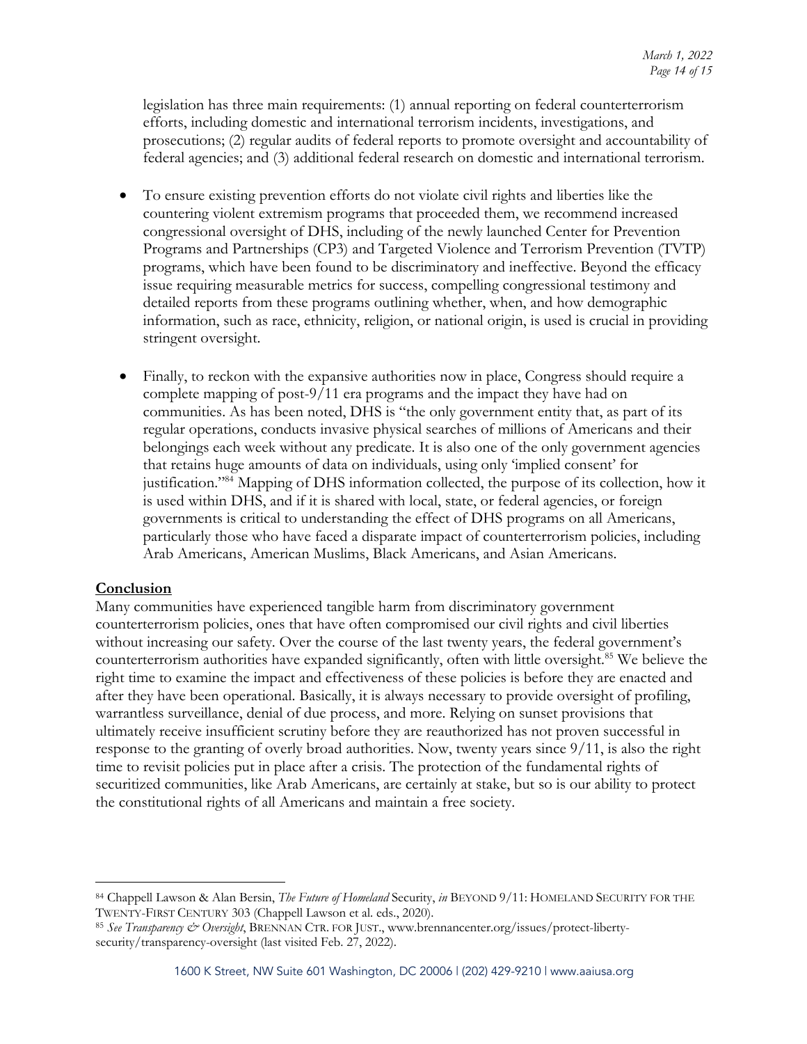legislation has three main requirements: (1) annual reporting on federal counterterrorism efforts, including domestic and international terrorism incidents, investigations, and prosecutions; (2) regular audits of federal reports to promote oversight and accountability of federal agencies; and (3) additional federal research on domestic and international terrorism.

- To ensure existing prevention efforts do not violate civil rights and liberties like the countering violent extremism programs that proceeded them, we recommend increased congressional oversight of DHS, including of the newly launched Center for Prevention Programs and Partnerships (CP3) and Targeted Violence and Terrorism Prevention (TVTP) programs, which have been found to be discriminatory and ineffective. Beyond the efficacy issue requiring measurable metrics for success, compelling congressional testimony and detailed reports from these programs outlining whether, when, and how demographic information, such as race, ethnicity, religion, or national origin, is used is crucial in providing stringent oversight.

- Finally, to reckon with the expansive authorities now in place, Congress should require a complete mapping of post-9/11 era programs and the impact they have had on communities. As has been noted, DHS is "the only government entity that, as part of its regular operations, conducts invasive physical searches of millions of Americans and their belongings each week without any predicate. It is also one of the only government agencies that retains huge amounts of data on individuals, using only 'implied consent' for justification."[84] Mapping of DHS information collected, the purpose of its collection, how it is used within DHS, and if it is shared with local, state, or federal agencies, or foreign governments is critical to understanding the effect of DHS programs on all Americans, particularly those who have faced a disparate impact of counterterrorism policies, including Arab Americans, American Muslims, Black Americans, and Asian Americans.

**Conclusion**

Many communities have experienced tangible harm from discriminatory government counterterrorism policies, ones that have often compromised our civil rights and civil liberties without increasing our safety. Over the course of the last twenty years, the federal government's counterterrorism authorities have expanded significantly, often with little oversight.[85] We believe the right time to examine the impact and effectiveness of these policies is before they are enacted and after they have been operational. Basically, it is always necessary to provide oversight of profiling, warrantless surveillance, denial of due process, and more. Relying on sunset provisions that ultimately receive insufficient scrutiny before they are reauthorized has not proven successful in response to the granting of overly broad authorities. Now, twenty years since 9/11, is also the right time to revisit policies put in place after a crisis. The protection of the fundamental rights of securitized communities, like Arab Americans, are certainly at stake, but so is our ability to protect the constitutional rights of all Americans and maintain a free society.

---

[84] Chappell Lawson & Alan Bersin, *The Future of Homeland* Security, *in* BEYOND 9/11: HOMELAND SECURITY FOR THE TWENTY-FIRST CENTURY 303 (Chappell Lawson et al. eds., 2020).

[85] *See Transparency & Oversight*, BRENNAN CTR. FOR JUST., www.brennancenter.org/issues/protect-liberty-security/transparency-oversight (last visited Feb. 27, 2022).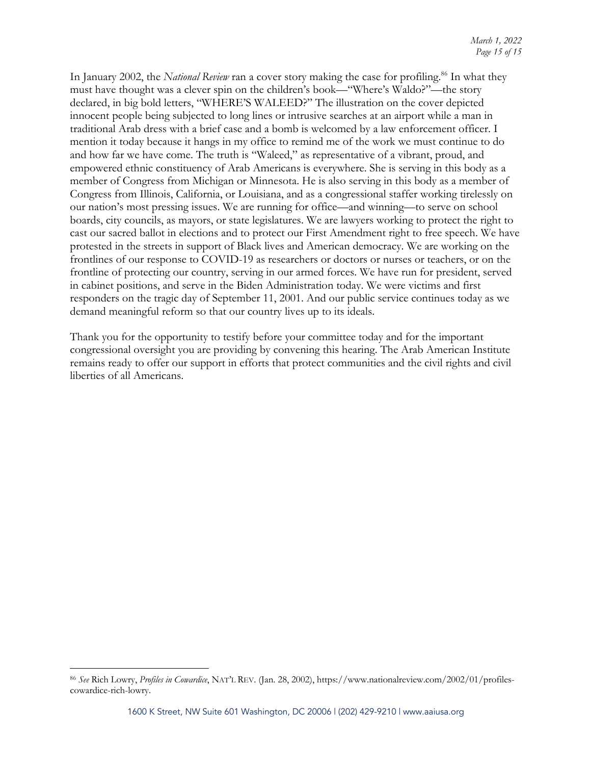In January 2002, the *National Review* ran a cover story making the case for profiling.[86] In what they must have thought was a clever spin on the children's book—"Where's Waldo?"—the story declared, in big bold letters, "WHERE'S WALEED?" The illustration on the cover depicted innocent people being subjected to long lines or intrusive searches at an airport while a man in traditional Arab dress with a brief case and a bomb is welcomed by a law enforcement officer. I mention it today because it hangs in my office to remind me of the work we must continue to do and how far we have come. The truth is "Waleed," as representative of a vibrant, proud, and empowered ethnic constituency of Arab Americans is everywhere. She is serving in this body as a member of Congress from Michigan or Minnesota. He is also serving in this body as a member of Congress from Illinois, California, or Louisiana, and as a congressional staffer working tirelessly on our nation's most pressing issues. We are running for office—and winning—to serve on school boards, city councils, as mayors, or state legislatures. We are lawyers working to protect the right to cast our sacred ballot in elections and to protect our First Amendment right to free speech. We have protested in the streets in support of Black lives and American democracy. We are working on the frontlines of our response to COVID-19 as researchers or doctors or nurses or teachers, or on the frontline of protecting our country, serving in our armed forces. We have run for president, served in cabinet positions, and serve in the Biden Administration today. We were victims and first responders on the tragic day of September 11, 2001. And our public service continues today as we demand meaningful reform so that our country lives up to its ideals.

Thank you for the opportunity to testify before your committee today and for the important congressional oversight you are providing by convening this hearing. The Arab American Institute remains ready to offer our support in efforts that protect communities and the civil rights and civil liberties of all Americans.

---

[86] *See* Rich Lowry, *Profiles in Cowardice*, NAT'L REV. (Jan. 28, 2002), https://www.nationalreview.com/2002/01/profiles-cowardice-rich-lowry.

1600 K Street, NW Suite 601 Washington, DC 20006 | (202) 429-9210 | www.aaiusa.org